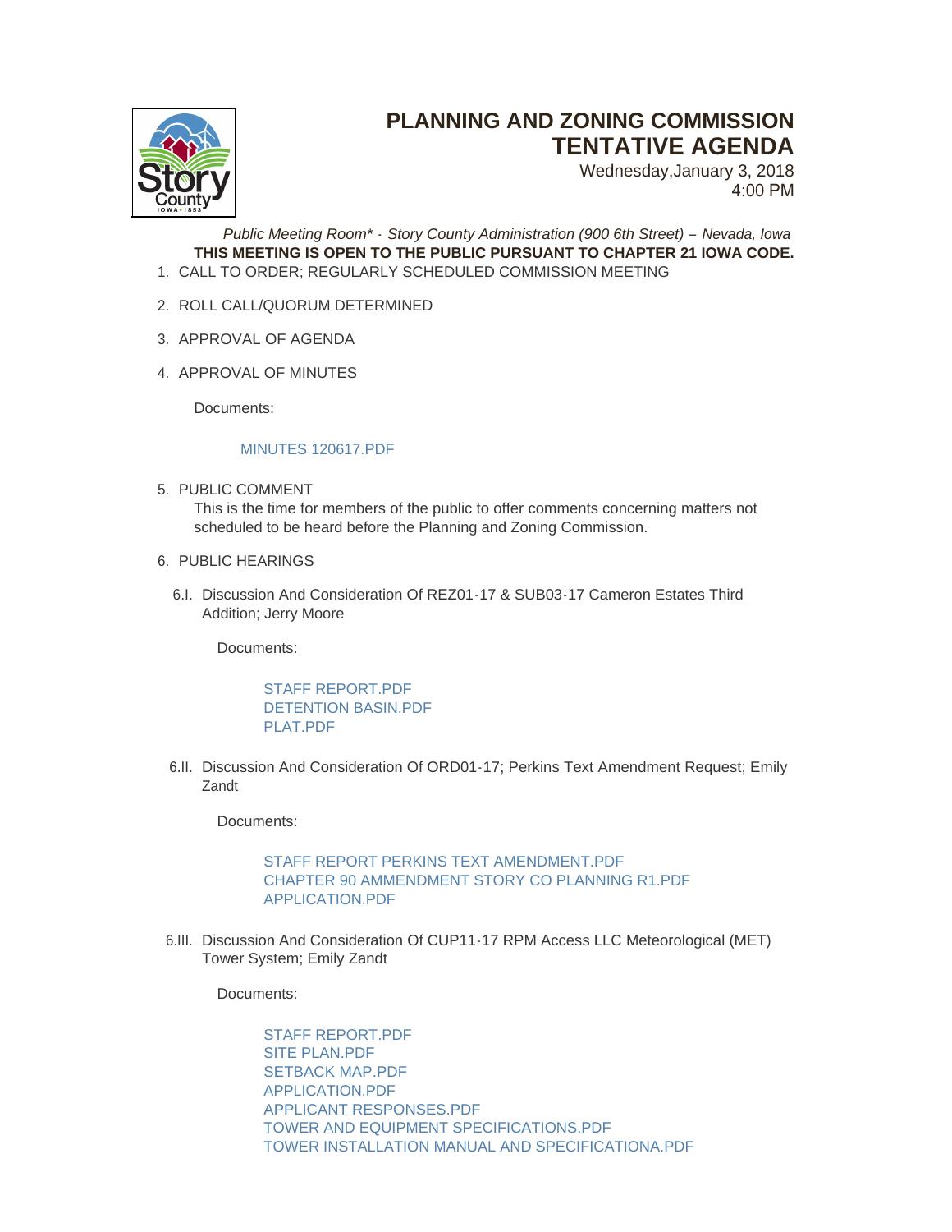# PLANNING AND ZONING COMMISSION
# TENTATIVE AGENDA

Wednesday,January 3, 2018
4:00 PM

*Public Meeting Room\* - Story County Administration (900 6th Street) – Nevada, Iowa*

**THIS MEETING IS OPEN TO THE PUBLIC PURSUANT TO CHAPTER 21 IOWA CODE.**

1. CALL TO ORDER; REGULARLY SCHEDULED COMMISSION MEETING

2. ROLL CALL/QUORUM DETERMINED

3. APPROVAL OF AGENDA

4. APPROVAL OF MINUTES

   Documents:

   MINUTES 120617.PDF

5. PUBLIC COMMENT

   This is the time for members of the public to offer comments concerning matters not scheduled to be heard before the Planning and Zoning Commission.

6. PUBLIC HEARINGS

   6.I. Discussion And Consideration Of REZ01-17 & SUB03-17 Cameron Estates Third Addition; Jerry Moore

   Documents:

   STAFF REPORT.PDF
   DETENTION BASIN.PDF
   PLAT.PDF

   6.II. Discussion And Consideration Of ORD01-17; Perkins Text Amendment Request; Emily Zandt

   Documents:

   STAFF REPORT PERKINS TEXT AMENDMENT.PDF
   CHAPTER 90 AMMENDMENT STORY CO PLANNING R1.PDF
   APPLICATION.PDF

   6.III. Discussion And Consideration Of CUP11-17 RPM Access LLC Meteorological (MET) Tower System; Emily Zandt

   Documents:

   STAFF REPORT.PDF
   SITE PLAN.PDF
   SETBACK MAP.PDF
   APPLICATION.PDF
   APPLICANT RESPONSES.PDF
   TOWER AND EQUIPMENT SPECIFICATIONS.PDF
   TOWER INSTALLATION MANUAL AND SPECIFICATIONA.PDF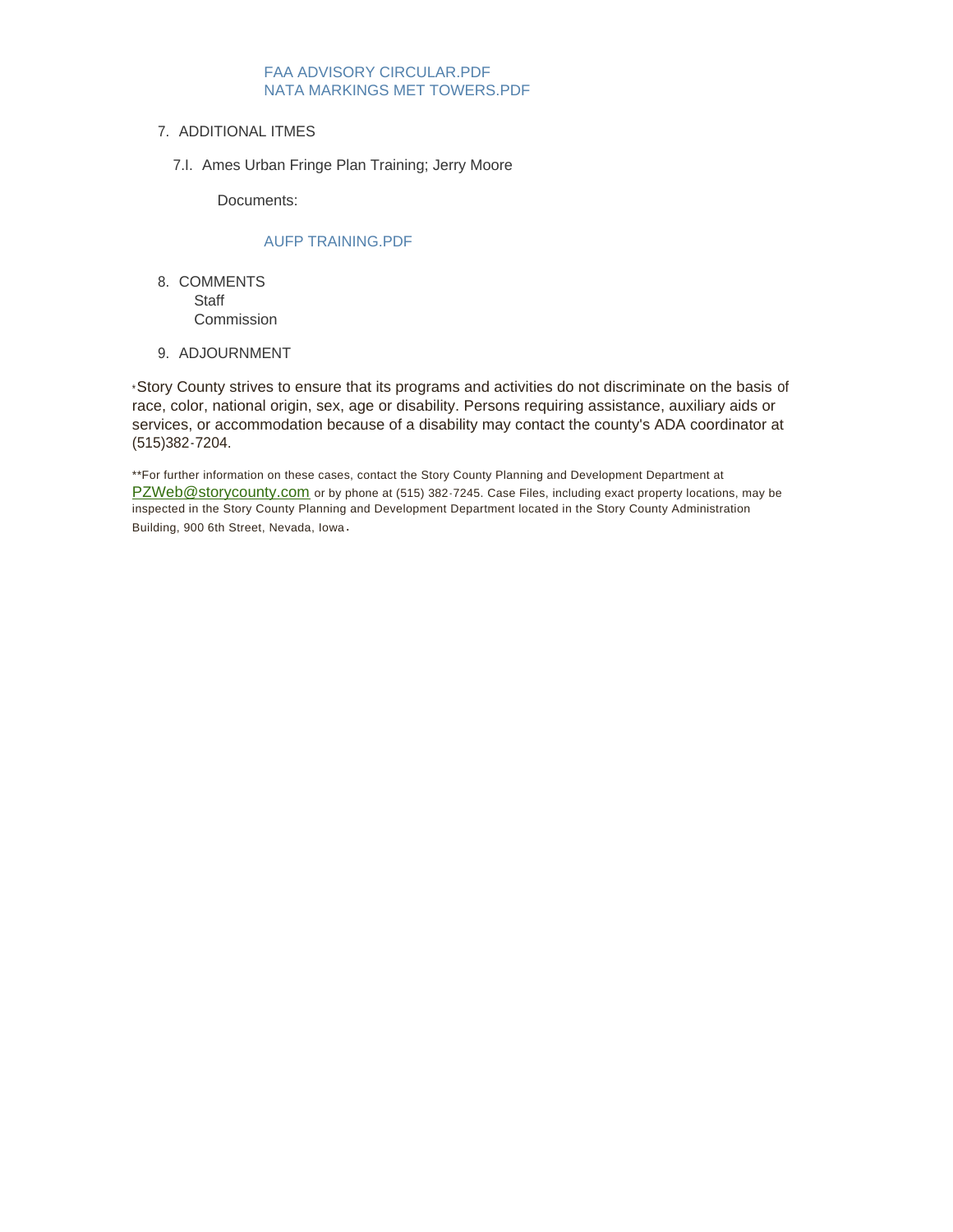FAA ADVISORY CIRCULAR.PDF
NATA MARKINGS MET TOWERS.PDF

7. ADDITIONAL ITMES

   7.I. Ames Urban Fringe Plan Training; Jerry Moore

   Documents:

   AUFP TRAINING.PDF

8. COMMENTS
   Staff
   Commission

9. ADJOURNMENT

*Story County strives to ensure that its programs and activities do not discriminate on the basis of race, color, national origin, sex, age or disability. Persons requiring assistance, auxiliary aids or services, or accommodation because of a disability may contact the county's ADA coordinator at (515)382-7204.

**For further information on these cases, contact the Story County Planning and Development Department at PZWeb@storycounty.com or by phone at (515) 382-7245. Case Files, including exact property locations, may be inspected in the Story County Planning and Development Department located in the Story County Administration Building, 900 6th Street, Nevada, Iowa.